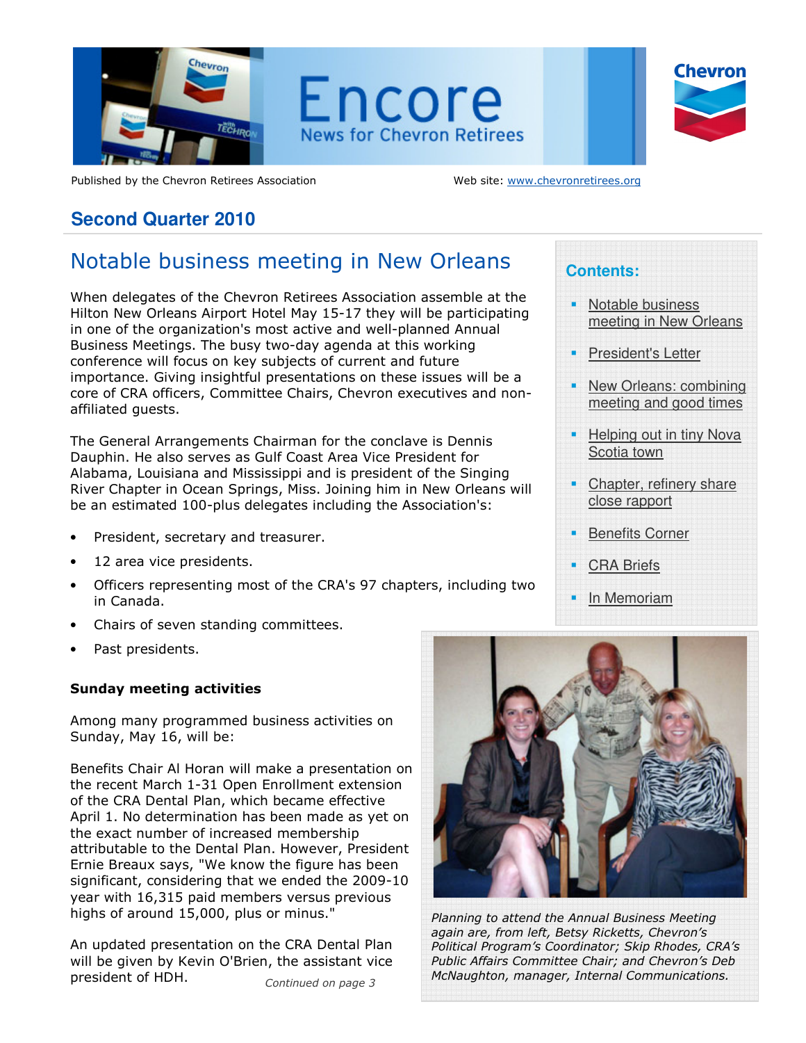# Encore

News for Chevron Retirees

Published by the Chevron Retirees Association

Web site: www.chevronretirees.org

## Second Quarter 2010

**Contents:**

- Notable business meeting in New Orleans
- President's Letter
- New Orleans: combining meeting and good times
- Helping out in tiny Nova Scotia town
- Chapter, refinery share close rapport
- Benefits Corner
- CRA Briefs
- In Memoriam

## Notable business meeting in New Orleans

When delegates of the Chevron Retirees Association assemble at the Hilton New Orleans Airport Hotel May 15-17 they will be participating in one of the organization's most active and well-planned Annual Business Meetings. The busy two-day agenda at this working conference will focus on key subjects of current and future importance. Giving insightful presentations on these issues will be a core of CRA officers, Committee Chairs, Chevron executives and non-affiliated guests.

The General Arrangements Chairman for the conclave is Dennis Dauphin. He also serves as Gulf Coast Area Vice President for Alabama, Louisiana and Mississippi and is president of the Singing River Chapter in Ocean Springs, Miss. Joining him in New Orleans will be an estimated 100-plus delegates including the Association's:

- President, secretary and treasurer.
- 12 area vice presidents.
- Officers representing most of the CRA's 97 chapters, including two in Canada.
- Chairs of seven standing committees.
- Past presidents.

**Sunday meeting activities**

Among many programmed business activities on Sunday, May 16, will be:

Benefits Chair Al Horan will make a presentation on the recent March 1-31 Open Enrollment extension of the CRA Dental Plan, which became effective April 1. No determination has been made as yet on the exact number of increased membership attributable to the Dental Plan. However, President Ernie Breaux says, "We know the figure has been significant, considering that we ended the 2009-10 year with 16,315 paid members versus previous highs of around 15,000, plus or minus."

An updated presentation on the CRA Dental Plan will be given by Kevin O'Brien, the assistant vice president of HDH.

*Continued on page 3*

*Planning to attend the Annual Business Meeting again are, from left, Betsy Ricketts, Chevron's Political Program's Coordinator; Skip Rhodes, CRA's Public Affairs Committee Chair; and Chevron's Deb McNaughton, manager, Internal Communications.*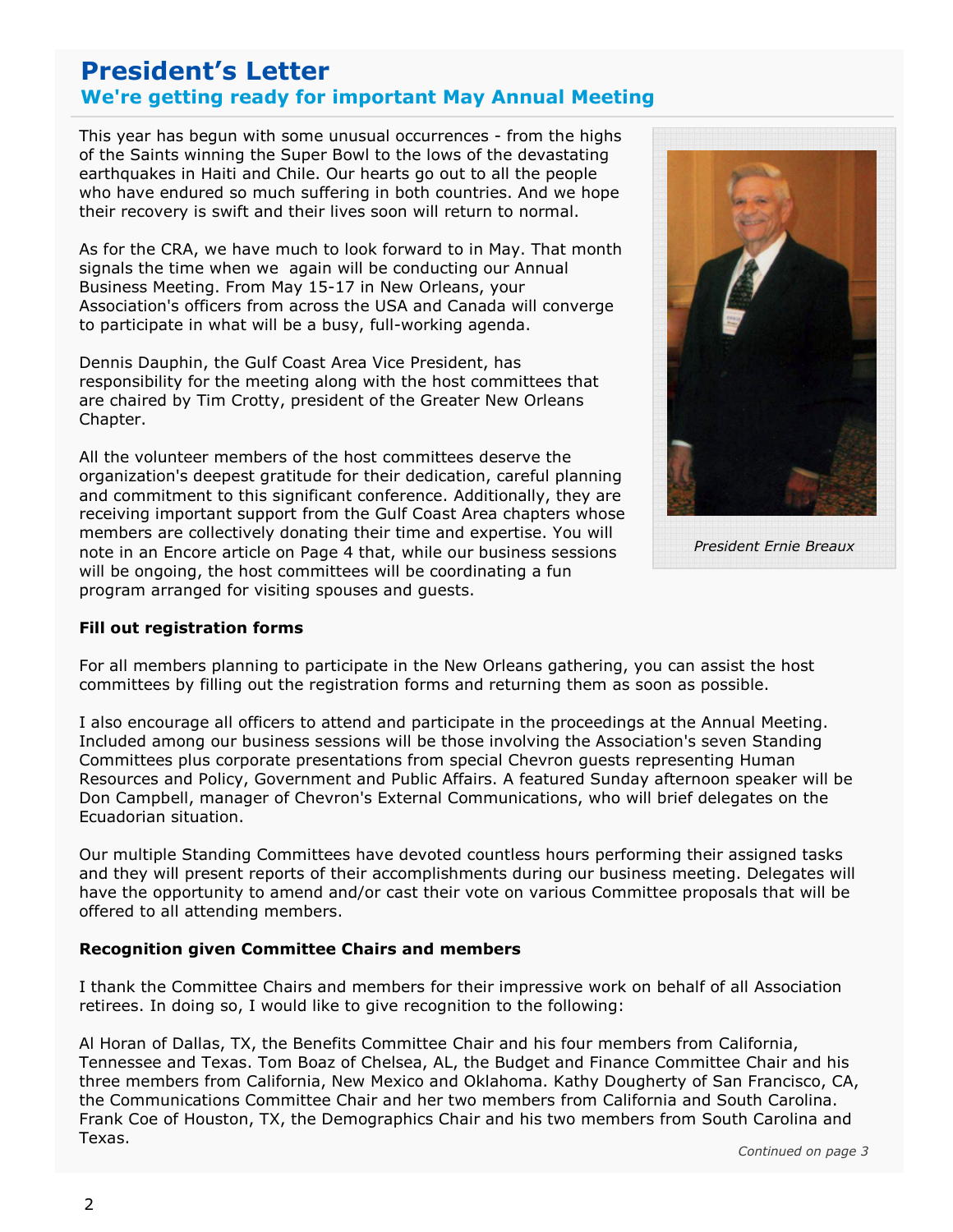# President's Letter

## We're getting ready for important May Annual Meeting

This year has begun with some unusual occurrences - from the highs of the Saints winning the Super Bowl to the lows of the devastating earthquakes in Haiti and Chile. Our hearts go out to all the people who have endured so much suffering in both countries. And we hope their recovery is swift and their lives soon will return to normal.

As for the CRA, we have much to look forward to in May. That month signals the time when we again will be conducting our Annual Business Meeting. From May 15-17 in New Orleans, your Association's officers from across the USA and Canada will converge to participate in what will be a busy, full-working agenda.

Dennis Dauphin, the Gulf Coast Area Vice President, has responsibility for the meeting along with the host committees that are chaired by Tim Crotty, president of the Greater New Orleans Chapter.

All the volunteer members of the host committees deserve the organization's deepest gratitude for their dedication, careful planning and commitment to this significant conference. Additionally, they are receiving important support from the Gulf Coast Area chapters whose members are collectively donating their time and expertise. You will note in an Encore article on Page 4 that, while our business sessions will be ongoing, the host committees will be coordinating a fun program arranged for visiting spouses and guests.

*President Ernie Breaux*

**Fill out registration forms**

For all members planning to participate in the New Orleans gathering, you can assist the host committees by filling out the registration forms and returning them as soon as possible.

I also encourage all officers to attend and participate in the proceedings at the Annual Meeting. Included among our business sessions will be those involving the Association's seven Standing Committees plus corporate presentations from special Chevron guests representing Human Resources and Policy, Government and Public Affairs. A featured Sunday afternoon speaker will be Don Campbell, manager of Chevron's External Communications, who will brief delegates on the Ecuadorian situation.

Our multiple Standing Committees have devoted countless hours performing their assigned tasks and they will present reports of their accomplishments during our business meeting. Delegates will have the opportunity to amend and/or cast their vote on various Committee proposals that will be offered to all attending members.

**Recognition given Committee Chairs and members**

I thank the Committee Chairs and members for their impressive work on behalf of all Association retirees. In doing so, I would like to give recognition to the following:

Al Horan of Dallas, TX, the Benefits Committee Chair and his four members from California, Tennessee and Texas. Tom Boaz of Chelsea, AL, the Budget and Finance Committee Chair and his three members from California, New Mexico and Oklahoma. Kathy Dougherty of San Francisco, CA, the Communications Committee Chair and her two members from California and South Carolina. Frank Coe of Houston, TX, the Demographics Chair and his two members from South Carolina and Texas.

*Continued on page 3*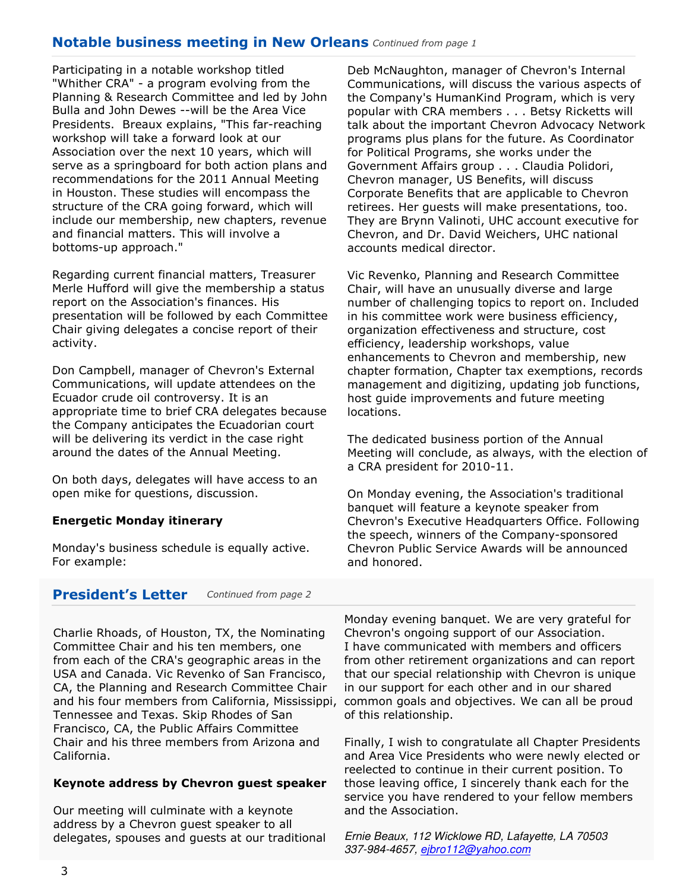## Notable business meeting in New Orleans *Continued from page 1*

Participating in a notable workshop titled "Whither CRA" - a program evolving from the Planning & Research Committee and led by John Bulla and John Dewes --will be the Area Vice Presidents. Breaux explains, "This far-reaching workshop will take a forward look at our Association over the next 10 years, which will serve as a springboard for both action plans and recommendations for the 2011 Annual Meeting in Houston. These studies will encompass the structure of the CRA going forward, which will include our membership, new chapters, revenue and financial matters. This will involve a bottoms-up approach."

Regarding current financial matters, Treasurer Merle Hufford will give the membership a status report on the Association's finances. His presentation will be followed by each Committee Chair giving delegates a concise report of their activity.

Don Campbell, manager of Chevron's External Communications, will update attendees on the Ecuador crude oil controversy. It is an appropriate time to brief CRA delegates because the Company anticipates the Ecuadorian court will be delivering its verdict in the case right around the dates of the Annual Meeting.

On both days, delegates will have access to an open mike for questions, discussion.

**Energetic Monday itinerary**

Monday's business schedule is equally active. For example:

Deb McNaughton, manager of Chevron's Internal Communications, will discuss the various aspects of the Company's HumanKind Program, which is very popular with CRA members . . . Betsy Ricketts will talk about the important Chevron Advocacy Network programs plus plans for the future. As Coordinator for Political Programs, she works under the Government Affairs group . . . Claudia Polidori, Chevron manager, US Benefits, will discuss Corporate Benefits that are applicable to Chevron retirees. Her guests will make presentations, too. They are Brynn Valinoti, UHC account executive for Chevron, and Dr. David Weichers, UHC national accounts medical director.

Vic Revenko, Planning and Research Committee Chair, will have an unusually diverse and large number of challenging topics to report on. Included in his committee work were business efficiency, organization effectiveness and structure, cost efficiency, leadership workshops, value enhancements to Chevron and membership, new chapter formation, Chapter tax exemptions, records management and digitizing, updating job functions, host guide improvements and future meeting locations.

The dedicated business portion of the Annual Meeting will conclude, as always, with the election of a CRA president for 2010-11.

On Monday evening, the Association's traditional banquet will feature a keynote speaker from Chevron's Executive Headquarters Office. Following the speech, winners of the Company-sponsored Chevron Public Service Awards will be announced and honored.

## President's Letter *Continued from page 2*

Charlie Rhoads, of Houston, TX, the Nominating Committee Chair and his ten members, one from each of the CRA's geographic areas in the USA and Canada. Vic Revenko of San Francisco, CA, the Planning and Research Committee Chair and his four members from California, Mississippi, Tennessee and Texas. Skip Rhodes of San Francisco, CA, the Public Affairs Committee Chair and his three members from Arizona and California.

**Keynote address by Chevron guest speaker**

Our meeting will culminate with a keynote address by a Chevron guest speaker to all delegates, spouses and guests at our traditional Monday evening banquet. We are very grateful for Chevron's ongoing support of our Association. I have communicated with members and officers from other retirement organizations and can report that our special relationship with Chevron is unique in our support for each other and in our shared common goals and objectives. We can all be proud of this relationship.

Finally, I wish to congratulate all Chapter Presidents and Area Vice Presidents who were newly elected or reelected to continue in their current position. To those leaving office, I sincerely thank each for the service you have rendered to your fellow members and the Association.

*Ernie Beaux, 112 Wicklowe RD, Lafayette, LA 70503*
*337-984-4657, ejbro112@yahoo.com*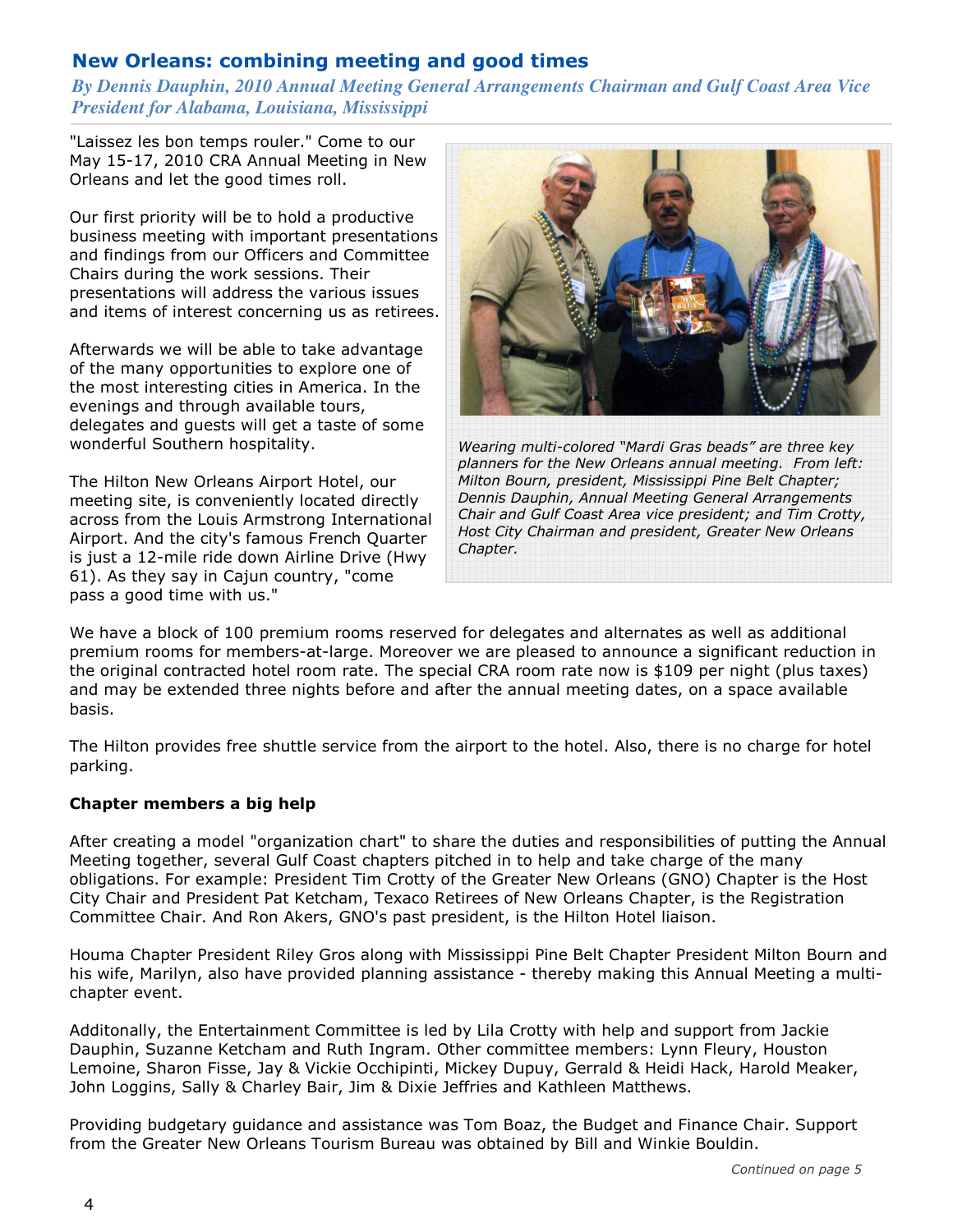## New Orleans: combining meeting and good times

*By Dennis Dauphin, 2010 Annual Meeting General Arrangements Chairman and Gulf Coast Area Vice President for Alabama, Louisiana, Mississippi*

"Laissez les bon temps rouler." Come to our May 15-17, 2010 CRA Annual Meeting in New Orleans and let the good times roll.

Our first priority will be to hold a productive business meeting with important presentations and findings from our Officers and Committee Chairs during the work sessions. Their presentations will address the various issues and items of interest concerning us as retirees.

Afterwards we will be able to take advantage of the many opportunities to explore one of the most interesting cities in America. In the evenings and through available tours, delegates and guests will get a taste of some wonderful Southern hospitality.

The Hilton New Orleans Airport Hotel, our meeting site, is conveniently located directly across from the Louis Armstrong International Airport. And the city's famous French Quarter is just a 12-mile ride down Airline Drive (Hwy 61). As they say in Cajun country, "come pass a good time with us."

*Wearing multi-colored "Mardi Gras beads" are three key planners for the New Orleans annual meeting. From left: Milton Bourn, president, Mississippi Pine Belt Chapter; Dennis Dauphin, Annual Meeting General Arrangements Chair and Gulf Coast Area vice president; and Tim Crotty, Host City Chairman and president, Greater New Orleans Chapter.*

We have a block of 100 premium rooms reserved for delegates and alternates as well as additional premium rooms for members-at-large. Moreover we are pleased to announce a significant reduction in the original contracted hotel room rate. The special CRA room rate now is $109 per night (plus taxes) and may be extended three nights before and after the annual meeting dates, on a space available basis.

The Hilton provides free shuttle service from the airport to the hotel. Also, there is no charge for hotel parking.

**Chapter members a big help**

After creating a model "organization chart" to share the duties and responsibilities of putting the Annual Meeting together, several Gulf Coast chapters pitched in to help and take charge of the many obligations. For example: President Tim Crotty of the Greater New Orleans (GNO) Chapter is the Host City Chair and President Pat Ketcham, Texaco Retirees of New Orleans Chapter, is the Registration Committee Chair. And Ron Akers, GNO's past president, is the Hilton Hotel liaison.

Houma Chapter President Riley Gros along with Mississippi Pine Belt Chapter President Milton Bourn and his wife, Marilyn, also have provided planning assistance - thereby making this Annual Meeting a multi-chapter event.

Additonally, the Entertainment Committee is led by Lila Crotty with help and support from Jackie Dauphin, Suzanne Ketcham and Ruth Ingram. Other committee members: Lynn Fleury, Houston Lemoine, Sharon Fisse, Jay & Vickie Occhipinti, Mickey Dupuy, Gerrald & Heidi Hack, Harold Meaker, John Loggins, Sally & Charley Bair, Jim & Dixie Jeffries and Kathleen Matthews.

Providing budgetary guidance and assistance was Tom Boaz, the Budget and Finance Chair. Support from the Greater New Orleans Tourism Bureau was obtained by Bill and Winkie Bouldin.

*Continued on page 5*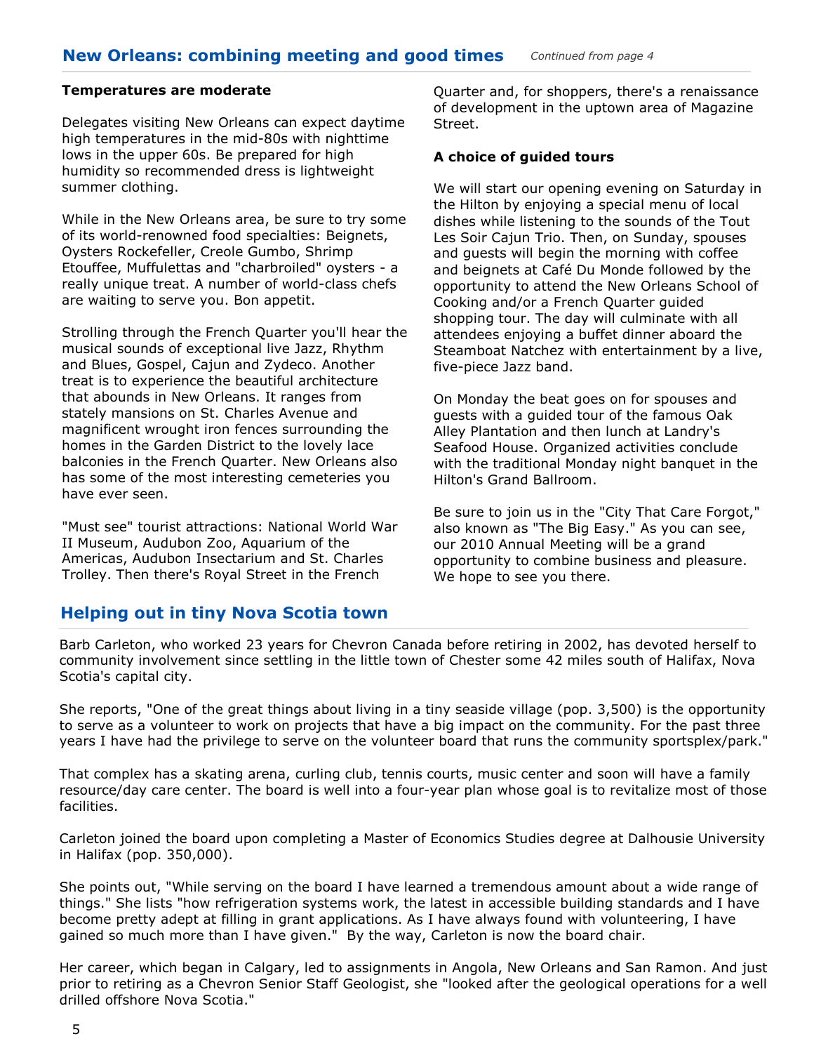## New Orleans: combining meeting and good times

*Continued from page 4*

**Temperatures are moderate**

Delegates visiting New Orleans can expect daytime high temperatures in the mid-80s with nighttime lows in the upper 60s. Be prepared for high humidity so recommended dress is lightweight summer clothing.

While in the New Orleans area, be sure to try some of its world-renowned food specialties: Beignets, Oysters Rockefeller, Creole Gumbo, Shrimp Etouffee, Muffulettas and "charbroiled" oysters - a really unique treat. A number of world-class chefs are waiting to serve you. Bon appetit.

Strolling through the French Quarter you'll hear the musical sounds of exceptional live Jazz, Rhythm and Blues, Gospel, Cajun and Zydeco. Another treat is to experience the beautiful architecture that abounds in New Orleans. It ranges from stately mansions on St. Charles Avenue and magnificent wrought iron fences surrounding the homes in the Garden District to the lovely lace balconies in the French Quarter. New Orleans also has some of the most interesting cemeteries you have ever seen.

"Must see" tourist attractions: National World War II Museum, Audubon Zoo, Aquarium of the Americas, Audubon Insectarium and St. Charles Trolley. Then there's Royal Street in the French Quarter and, for shoppers, there's a renaissance of development in the uptown area of Magazine Street.

**A choice of guided tours**

We will start our opening evening on Saturday in the Hilton by enjoying a special menu of local dishes while listening to the sounds of the Tout Les Soir Cajun Trio. Then, on Sunday, spouses and guests will begin the morning with coffee and beignets at Café Du Monde followed by the opportunity to attend the New Orleans School of Cooking and/or a French Quarter guided shopping tour. The day will culminate with all attendees enjoying a buffet dinner aboard the Steamboat Natchez with entertainment by a live, five-piece Jazz band.

On Monday the beat goes on for spouses and guests with a guided tour of the famous Oak Alley Plantation and then lunch at Landry's Seafood House. Organized activities conclude with the traditional Monday night banquet in the Hilton's Grand Ballroom.

Be sure to join us in the "City That Care Forgot," also known as "The Big Easy." As you can see, our 2010 Annual Meeting will be a grand opportunity to combine business and pleasure. We hope to see you there.

## Helping out in tiny Nova Scotia town

Barb Carleton, who worked 23 years for Chevron Canada before retiring in 2002, has devoted herself to community involvement since settling in the little town of Chester some 42 miles south of Halifax, Nova Scotia's capital city.

She reports, "One of the great things about living in a tiny seaside village (pop. 3,500) is the opportunity to serve as a volunteer to work on projects that have a big impact on the community. For the past three years I have had the privilege to serve on the volunteer board that runs the community sportsplex/park."

That complex has a skating arena, curling club, tennis courts, music center and soon will have a family resource/day care center. The board is well into a four-year plan whose goal is to revitalize most of those facilities.

Carleton joined the board upon completing a Master of Economics Studies degree at Dalhousie University in Halifax (pop. 350,000).

She points out, "While serving on the board I have learned a tremendous amount about a wide range of things." She lists "how refrigeration systems work, the latest in accessible building standards and I have become pretty adept at filling in grant applications. As I have always found with volunteering, I have gained so much more than I have given." By the way, Carleton is now the board chair.

Her career, which began in Calgary, led to assignments in Angola, New Orleans and San Ramon. And just prior to retiring as a Chevron Senior Staff Geologist, she "looked after the geological operations for a well drilled offshore Nova Scotia."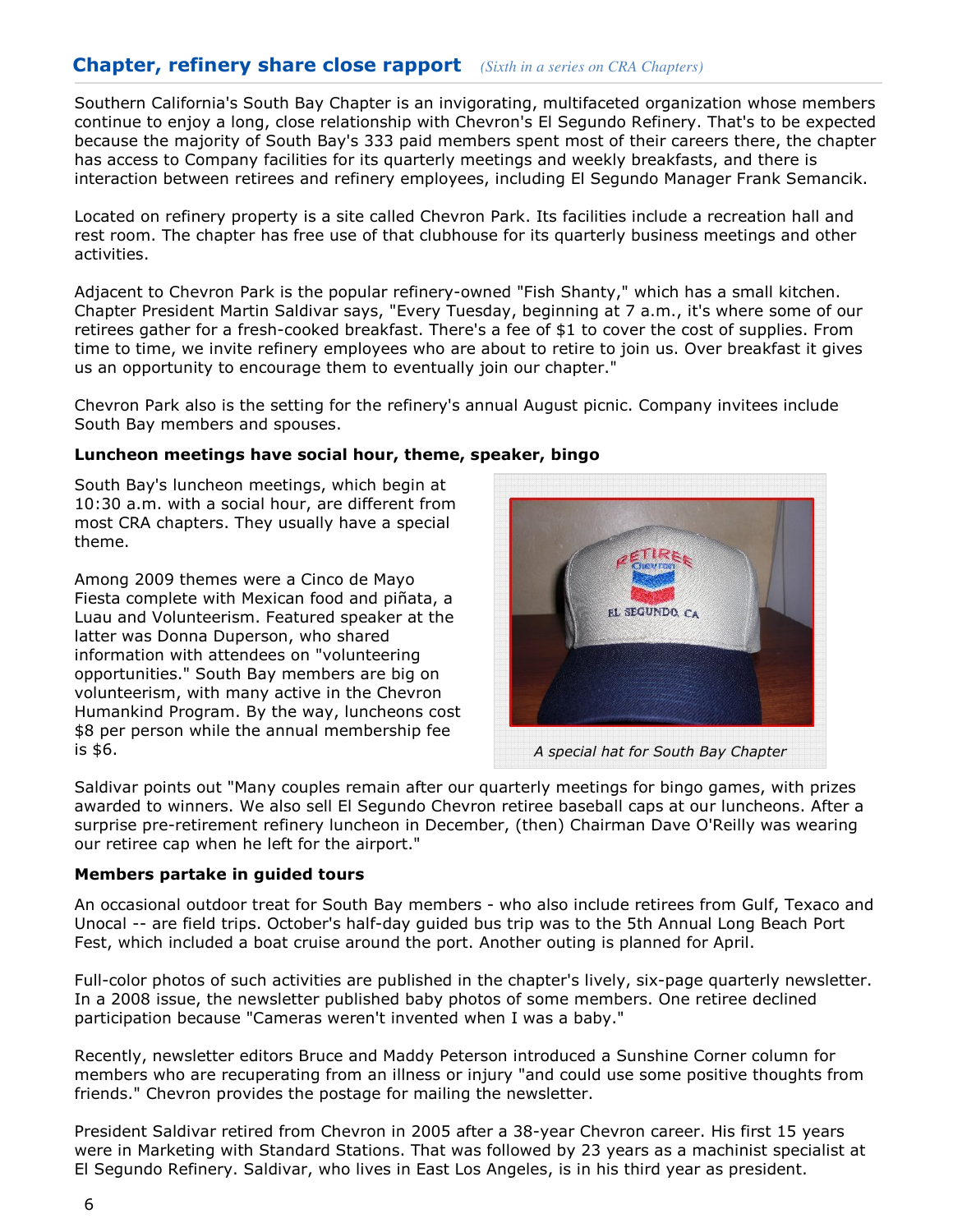## Chapter, refinery share close rapport *(Sixth in a series on CRA Chapters)*

Southern California's South Bay Chapter is an invigorating, multifaceted organization whose members continue to enjoy a long, close relationship with Chevron's El Segundo Refinery. That's to be expected because the majority of South Bay's 333 paid members spent most of their careers there, the chapter has access to Company facilities for its quarterly meetings and weekly breakfasts, and there is interaction between retirees and refinery employees, including El Segundo Manager Frank Semancik.

Located on refinery property is a site called Chevron Park. Its facilities include a recreation hall and rest room. The chapter has free use of that clubhouse for its quarterly business meetings and other activities.

Adjacent to Chevron Park is the popular refinery-owned "Fish Shanty," which has a small kitchen. Chapter President Martin Saldivar says, "Every Tuesday, beginning at 7 a.m., it's where some of our retirees gather for a fresh-cooked breakfast. There's a fee of $1 to cover the cost of supplies. From time to time, we invite refinery employees who are about to retire to join us. Over breakfast it gives us an opportunity to encourage them to eventually join our chapter."

Chevron Park also is the setting for the refinery's annual August picnic. Company invitees include South Bay members and spouses.

**Luncheon meetings have social hour, theme, speaker, bingo**

South Bay's luncheon meetings, which begin at 10:30 a.m. with a social hour, are different from most CRA chapters. They usually have a special theme.

Among 2009 themes were a Cinco de Mayo Fiesta complete with Mexican food and piñata, a Luau and Volunteerism. Featured speaker at the latter was Donna Duperson, who shared information with attendees on "volunteering opportunities." South Bay members are big on volunteerism, with many active in the Chevron Humankind Program. By the way, luncheons cost $8 per person while the annual membership fee is $6.

*A special hat for South Bay Chapter*

Saldivar points out "Many couples remain after our quarterly meetings for bingo games, with prizes awarded to winners. We also sell El Segundo Chevron retiree baseball caps at our luncheons. After a surprise pre-retirement refinery luncheon in December, (then) Chairman Dave O'Reilly was wearing our retiree cap when he left for the airport."

**Members partake in guided tours**

An occasional outdoor treat for South Bay members - who also include retirees from Gulf, Texaco and Unocal -- are field trips. October's half-day guided bus trip was to the 5th Annual Long Beach Port Fest, which included a boat cruise around the port. Another outing is planned for April.

Full-color photos of such activities are published in the chapter's lively, six-page quarterly newsletter. In a 2008 issue, the newsletter published baby photos of some members. One retiree declined participation because "Cameras weren't invented when I was a baby."

Recently, newsletter editors Bruce and Maddy Peterson introduced a Sunshine Corner column for members who are recuperating from an illness or injury "and could use some positive thoughts from friends." Chevron provides the postage for mailing the newsletter.

President Saldivar retired from Chevron in 2005 after a 38-year Chevron career. His first 15 years were in Marketing with Standard Stations. That was followed by 23 years as a machinist specialist at El Segundo Refinery. Saldivar, who lives in East Los Angeles, is in his third year as president.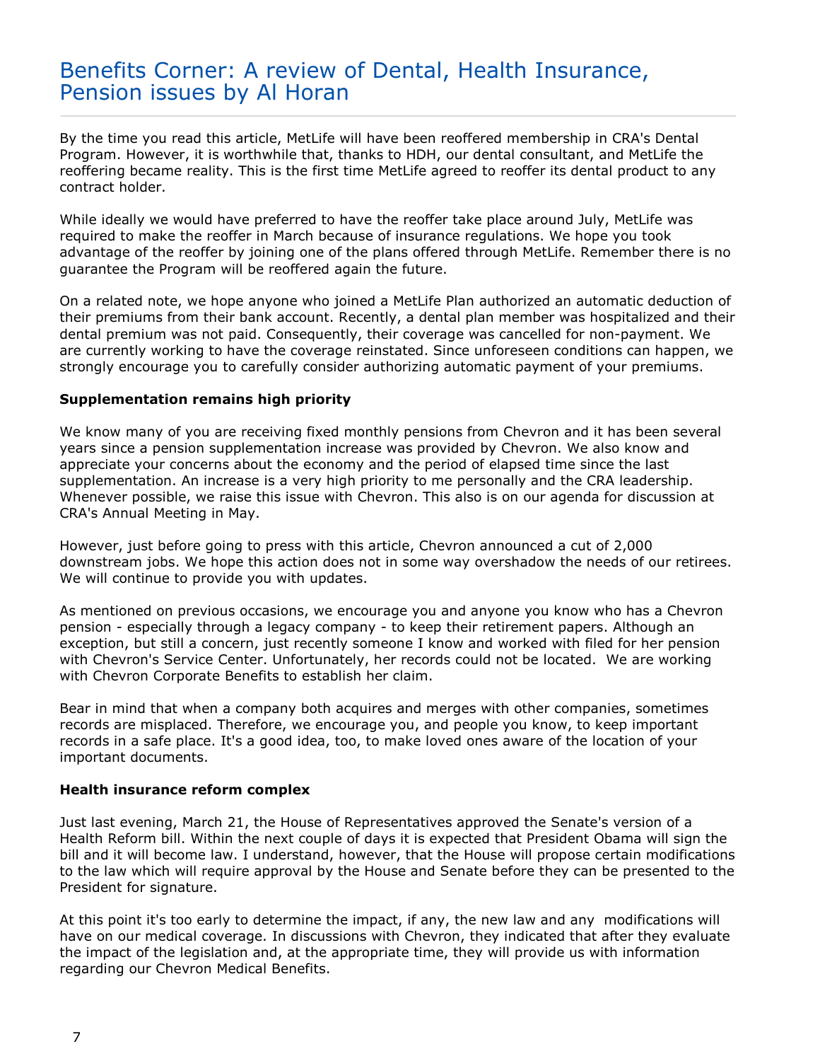# Benefits Corner: A review of Dental, Health Insurance, Pension issues by Al Horan

By the time you read this article, MetLife will have been reoffered membership in CRA's Dental Program. However, it is worthwhile that, thanks to HDH, our dental consultant, and MetLife the reoffering became reality. This is the first time MetLife agreed to reoffer its dental product to any contract holder.

While ideally we would have preferred to have the reoffer take place around July, MetLife was required to make the reoffer in March because of insurance regulations. We hope you took advantage of the reoffer by joining one of the plans offered through MetLife. Remember there is no guarantee the Program will be reoffered again the future.

On a related note, we hope anyone who joined a MetLife Plan authorized an automatic deduction of their premiums from their bank account. Recently, a dental plan member was hospitalized and their dental premium was not paid. Consequently, their coverage was cancelled for non-payment. We are currently working to have the coverage reinstated. Since unforeseen conditions can happen, we strongly encourage you to carefully consider authorizing automatic payment of your premiums.

**Supplementation remains high priority**

We know many of you are receiving fixed monthly pensions from Chevron and it has been several years since a pension supplementation increase was provided by Chevron. We also know and appreciate your concerns about the economy and the period of elapsed time since the last supplementation. An increase is a very high priority to me personally and the CRA leadership. Whenever possible, we raise this issue with Chevron. This also is on our agenda for discussion at CRA's Annual Meeting in May.

However, just before going to press with this article, Chevron announced a cut of 2,000 downstream jobs. We hope this action does not in some way overshadow the needs of our retirees. We will continue to provide you with updates.

As mentioned on previous occasions, we encourage you and anyone you know who has a Chevron pension - especially through a legacy company - to keep their retirement papers. Although an exception, but still a concern, just recently someone I know and worked with filed for her pension with Chevron's Service Center. Unfortunately, her records could not be located. We are working with Chevron Corporate Benefits to establish her claim.

Bear in mind that when a company both acquires and merges with other companies, sometimes records are misplaced. Therefore, we encourage you, and people you know, to keep important records in a safe place. It's a good idea, too, to make loved ones aware of the location of your important documents.

**Health insurance reform complex**

Just last evening, March 21, the House of Representatives approved the Senate's version of a Health Reform bill. Within the next couple of days it is expected that President Obama will sign the bill and it will become law. I understand, however, that the House will propose certain modifications to the law which will require approval by the House and Senate before they can be presented to the President for signature.

At this point it's too early to determine the impact, if any, the new law and any modifications will have on our medical coverage. In discussions with Chevron, they indicated that after they evaluate the impact of the legislation and, at the appropriate time, they will provide us with information regarding our Chevron Medical Benefits.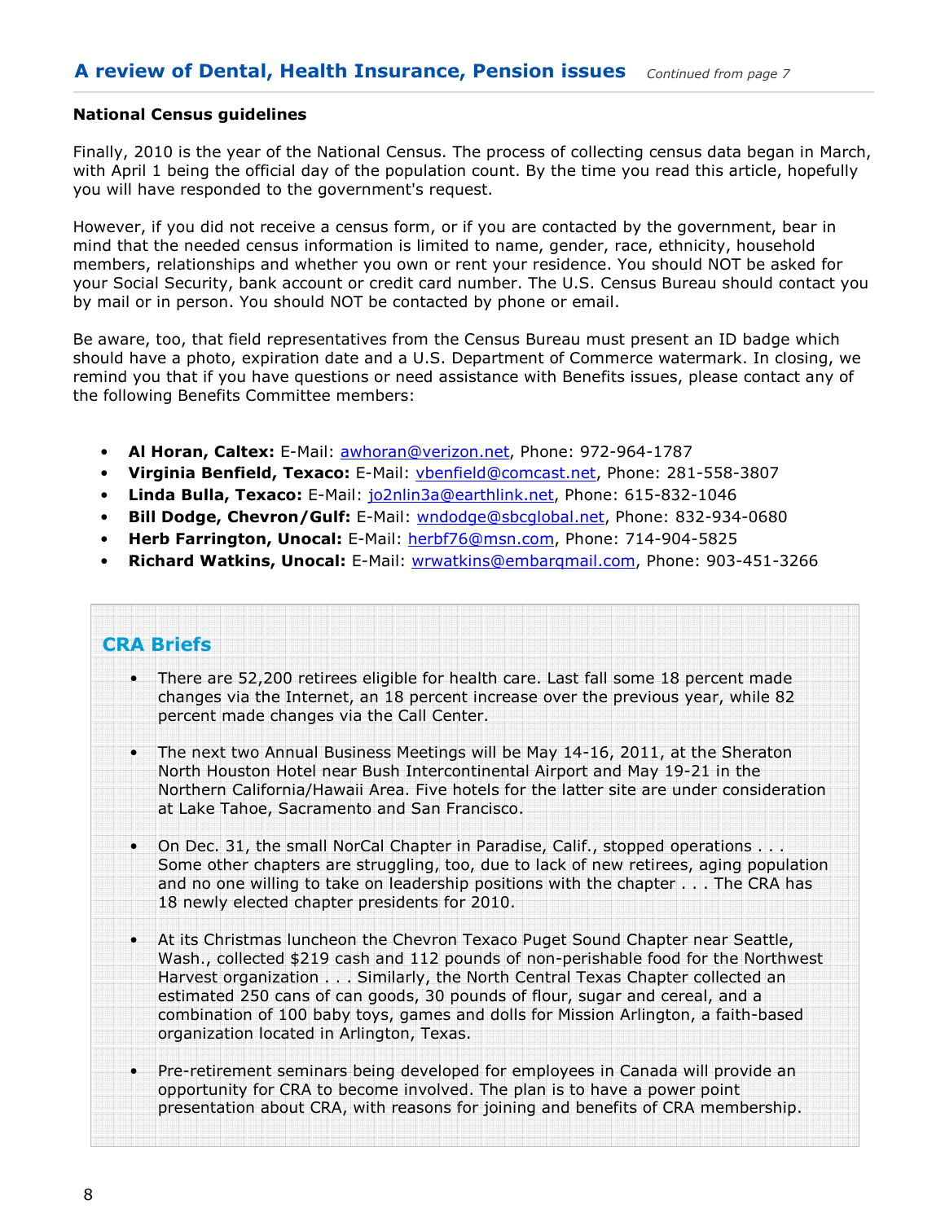## A review of Dental, Health Insurance, Pension issues

*Continued from page 7*

**National Census guidelines**

Finally, 2010 is the year of the National Census. The process of collecting census data began in March, with April 1 being the official day of the population count. By the time you read this article, hopefully you will have responded to the government's request.

However, if you did not receive a census form, or if you are contacted by the government, bear in mind that the needed census information is limited to name, gender, race, ethnicity, household members, relationships and whether you own or rent your residence. You should NOT be asked for your Social Security, bank account or credit card number. The U.S. Census Bureau should contact you by mail or in person. You should NOT be contacted by phone or email.

Be aware, too, that field representatives from the Census Bureau must present an ID badge which should have a photo, expiration date and a U.S. Department of Commerce watermark. In closing, we remind you that if you have questions or need assistance with Benefits issues, please contact any of the following Benefits Committee members:

- **Al Horan, Caltex:** E-Mail: awhoran@verizon.net, Phone: 972-964-1787
- **Virginia Benfield, Texaco:** E-Mail: vbenfield@comcast.net, Phone: 281-558-3807
- **Linda Bulla, Texaco:** E-Mail: jo2nlin3a@earthlink.net, Phone: 615-832-1046
- **Bill Dodge, Chevron/Gulf:** E-Mail: wndodge@sbcglobal.net, Phone: 832-934-0680
- **Herb Farrington, Unocal:** E-Mail: herbf76@msn.com, Phone: 714-904-5825
- **Richard Watkins, Unocal:** E-Mail: wrwatkins@embarqmail.com, Phone: 903-451-3266

## CRA Briefs

- There are 52,200 retirees eligible for health care. Last fall some 18 percent made changes via the Internet, an 18 percent increase over the previous year, while 82 percent made changes via the Call Center.
- The next two Annual Business Meetings will be May 14-16, 2011, at the Sheraton North Houston Hotel near Bush Intercontinental Airport and May 19-21 in the Northern California/Hawaii Area. Five hotels for the latter site are under consideration at Lake Tahoe, Sacramento and San Francisco.
- On Dec. 31, the small NorCal Chapter in Paradise, Calif., stopped operations . . . Some other chapters are struggling, too, due to lack of new retirees, aging population and no one willing to take on leadership positions with the chapter . . . The CRA has 18 newly elected chapter presidents for 2010.
- At its Christmas luncheon the Chevron Texaco Puget Sound Chapter near Seattle, Wash., collected $219 cash and 112 pounds of non-perishable food for the Northwest Harvest organization . . . Similarly, the North Central Texas Chapter collected an estimated 250 cans of can goods, 30 pounds of flour, sugar and cereal, and a combination of 100 baby toys, games and dolls for Mission Arlington, a faith-based organization located in Arlington, Texas.
- Pre-retirement seminars being developed for employees in Canada will provide an opportunity for CRA to become involved. The plan is to have a power point presentation about CRA, with reasons for joining and benefits of CRA membership.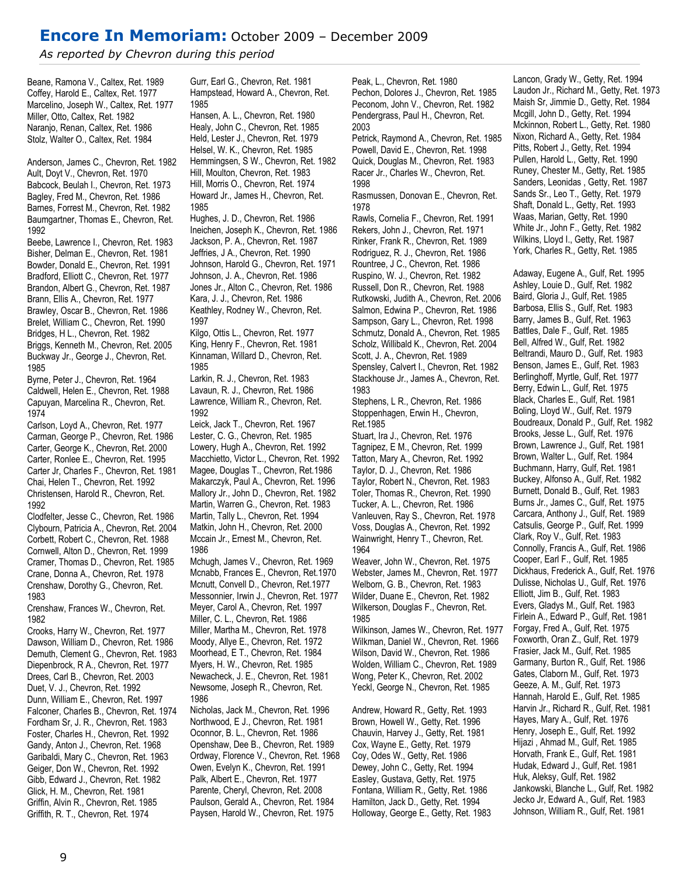# Encore In Memoriam: October 2009 – December 2009

*As reported by Chevron during this period*

Beane, Ramona V., Caltex, Ret. 1989
Coffey, Harold E., Caltex, Ret. 1977
Marcelino, Joseph W., Caltex, Ret. 1977
Miller, Otto, Caltex, Ret. 1982
Naranjo, Renan, Caltex, Ret. 1986
Stolz, Walter O., Caltex, Ret. 1984

Anderson, James C., Chevron, Ret. 1982
Ault, Doyt V., Chevron, Ret. 1970
Babcock, Beulah I., Chevron, Ret. 1973
Bagley, Fred M., Chevron, Ret. 1986
Barnes, Forrest M., Chevron, Ret. 1982
Baumgartner, Thomas E., Chevron, Ret. 1992
Beebe, Lawrence I., Chevron, Ret. 1983
Bisher, Delman E., Chevron, Ret. 1981
Bowder, Donald E., Chevron, Ret. 1991
Bradford, Elliott C., Chevron, Ret. 1977
Brandon, Albert G., Chevron, Ret. 1987
Brann, Ellis A., Chevron, Ret. 1977
Brawley, Oscar B., Chevron, Ret. 1986
Brelet, William C., Chevron, Ret. 1990
Bridges, H L., Chevron, Ret. 1982
Briggs, Kenneth M., Chevron, Ret. 2005
Buckway Jr., George J., Chevron, Ret. 1985
Byrne, Peter J., Chevron, Ret. 1964
Caldwell, Helen E., Chevron, Ret. 1988
Capuyan, Marcelina R., Chevron, Ret. 1974
Carlson, Loyd A., Chevron, Ret. 1977
Carman, George P., Chevron, Ret. 1986
Carter, George K., Chevron, Ret. 2000
Carter, Ronlee E., Chevron, Ret. 1995
Carter Jr, Charles F., Chevron, Ret. 1981
Chai, Helen T., Chevron, Ret. 1992
Christensen, Harold R., Chevron, Ret. 1992
Clodfelter, Jesse C., Chevron, Ret. 1986
Clybourn, Patricia A., Chevron, Ret. 2004
Corbett, Robert C., Chevron, Ret. 1988
Cornwell, Alton D., Chevron, Ret. 1999
Cramer, Thomas D., Chevron, Ret. 1985
Crane, Donna A., Chevron, Ret. 1978
Crenshaw, Dorothy G., Chevron, Ret. 1983
Crenshaw, Frances W., Chevron, Ret. 1982
Crooks, Harry W., Chevron, Ret. 1977
Dawson, William D., Chevron, Ret. 1986
Demuth, Clement G., Chevron, Ret. 1983
Diepenbrock, R A., Chevron, Ret. 1977
Drees, Carl B., Chevron, Ret. 2003
Duet, V. J., Chevron, Ret. 1992
Dunn, William E., Chevron, Ret. 1997
Falconer, Charles B., Chevron, Ret. 1974
Fordham Sr, J. R., Chevron, Ret. 1983
Foster, Charles H., Chevron, Ret. 1992
Gandy, Anton J., Chevron, Ret. 1968
Garibaldi, Mary C., Chevron, Ret. 1963
Geiger, Don W., Chevron, Ret. 1992
Gibb, Edward J., Chevron, Ret. 1982
Glick, H. M., Chevron, Ret. 1981
Griffin, Alvin R., Chevron, Ret. 1985
Griffith, R. T., Chevron, Ret. 1974
Gurr, Earl G., Chevron, Ret. 1981
Hampstead, Howard A., Chevron, Ret. 1985
Hansen, A. L., Chevron, Ret. 1980
Healy, John C., Chevron, Ret. 1985
Held, Lester J., Chevron, Ret. 1979
Helsel, W. K., Chevron, Ret. 1985
Hemmingsen, S W., Chevron, Ret. 1982
Hill, Moulton, Chevron, Ret. 1983
Hill, Morris O., Chevron, Ret. 1974
Howard Jr., James H., Chevron, Ret. 1985
Hughes, J. D., Chevron, Ret. 1986
Ineichen, Joseph K., Chevron, Ret. 1986
Jackson, P. A., Chevron, Ret. 1987
Jeffries, J A., Chevron, Ret. 1990
Johnson, Harold G., Chevron, Ret. 1971
Johnson, J. A., Chevron, Ret. 1986
Jones Jr., Alton C., Chevron, Ret. 1986
Kara, J. J., Chevron, Ret. 1986
Keathley, Rodney W., Chevron, Ret. 1997
Kilgo, Ottis L., Chevron, Ret. 1977
King, Henry F., Chevron, Ret. 1981
Kinnaman, Willard D., Chevron, Ret. 1985
Larkin, R. J., Chevron, Ret. 1983
Lavaun, R. J., Chevron, Ret. 1986
Lawrence, William R., Chevron, Ret. 1992
Leick, Jack T., Chevron, Ret. 1967
Lester, C. G., Chevron, Ret. 1985
Lowery, Hugh A., Chevron, Ret. 1992
Macchietto, Victor L., Chevron, Ret. 1992
Magee, Douglas T., Chevron, Ret.1986
Makarczyk, Paul A., Chevron, Ret. 1996
Mallory Jr., John D., Chevron, Ret. 1982
Martin, Warren G., Chevron, Ret. 1983
Martin, Tally L., Chevron, Ret. 1994
Matkin, John H., Chevron, Ret. 2000
Mccain Jr., Ernest M., Chevron, Ret. 1986
Mchugh, James V., Chevron, Ret. 1969
Mcnabb, Frances E., Chevron, Ret.1970
Mcnutt, Convell D., Chevron, Ret.1977
Messonnier, Irwin J., Chevron, Ret. 1977
Meyer, Carol A., Chevron, Ret. 1997
Miller, C. L., Chevron, Ret. 1986
Miller, Martha M., Chevron, Ret. 1978
Moody, Allye E., Chevron, Ret. 1972
Moorhead, E T., Chevron, Ret. 1984
Myers, H. W., Chevron, Ret. 1985
Newacheck, J. E., Chevron, Ret. 1981
Newsome, Joseph R., Chevron, Ret. 1986
Nicholas, Jack M., Chevron, Ret. 1996
Northwood, E J., Chevron, Ret. 1981
Oconnor, B. L., Chevron, Ret. 1986
Openshaw, Dee B., Chevron, Ret. 1989
Ordway, Florence V., Chevron, Ret. 1968
Owen, Evelyn K., Chevron, Ret. 1991
Palk, Albert E., Chevron, Ret. 1977
Parente, Cheryl, Chevron, Ret. 2008
Paulson, Gerald A., Chevron, Ret. 1984
Paysen, Harold W., Chevron, Ret. 1975
Peak, L., Chevron, Ret. 1980
Pechon, Dolores J., Chevron, Ret. 1985
Peconom, John V., Chevron, Ret. 1982
Pendergrass, Paul H., Chevron, Ret. 2003
Petrick, Raymond A., Chevron, Ret. 1985
Powell, David E., Chevron, Ret. 1998
Quick, Douglas M., Chevron, Ret. 1983
Racer Jr., Charles W., Chevron, Ret. 1998
Rasmussen, Donovan E., Chevron, Ret. 1978
Rawls, Cornelia F., Chevron, Ret. 1991
Rekers, John J., Chevron, Ret. 1971
Rinker, Frank R., Chevron, Ret. 1989
Rodriguez, R. J., Chevron, Ret. 1986
Rountree, J C., Chevron, Ret. 1986
Ruspino, W. J., Chevron, Ret. 1982
Russell, Don R., Chevron, Ret. 1988
Rutkowski, Judith A., Chevron, Ret. 2006
Salmon, Edwina P., Chevron, Ret. 1986
Sampson, Gary L., Chevron, Ret. 1998
Schmutz, Donald A., Chevron, Ret. 1985
Scholz, Willibald K., Chevron, Ret. 2004
Scott, J. A., Chevron, Ret. 1989
Spensley, Calvert I., Chevron, Ret. 1982
Stackhouse Jr., James A., Chevron, Ret. 1983
Stephens, L R., Chevron, Ret. 1986
Stoppenhagen, Erwin H., Chevron, Ret.1985
Stuart, Ira J., Chevron, Ret. 1976
Tagnipez, E M., Chevron, Ret. 1999
Tatton, Mary A., Chevron, Ret. 1992
Taylor, D. J., Chevron, Ret. 1986
Taylor, Robert N., Chevron, Ret. 1983
Toler, Thomas R., Chevron, Ret. 1990
Tucker, A. L., Chevron, Ret. 1986
Vanleuven, Ray S., Chevron, Ret. 1978
Voss, Douglas A., Chevron, Ret. 1992
Wainwright, Henry T., Chevron, Ret. 1964
Weaver, John W., Chevron, Ret. 1975
Webster, James M., Chevron, Ret. 1977
Welborn, G. B., Chevron, Ret. 1983
Wilder, Duane E., Chevron, Ret. 1982
Wilkerson, Douglas F., Chevron, Ret. 1985
Wilkinson, James W., Chevron, Ret. 1977
Wilkman, Daniel W., Chevron, Ret. 1966
Wilson, David W., Chevron, Ret. 1986
Wolden, William C., Chevron, Ret. 1989
Wong, Peter K., Chevron, Ret. 2002
Yeckl, George N., Chevron, Ret. 1985

Andrew, Howard R., Getty, Ret. 1993
Brown, Howell W., Getty, Ret. 1996
Chauvin, Harvey J., Getty, Ret. 1981
Cox, Wayne E., Getty, Ret. 1979
Coy, Odes W., Getty, Ret. 1986
Dewey, John C., Getty, Ret. 1994
Easley, Gustava, Getty, Ret. 1975
Fontana, William R., Getty, Ret. 1986
Hamilton, Jack D., Getty, Ret. 1994
Holloway, George E., Getty, Ret. 1983
Lancon, Grady W., Getty, Ret. 1994
Laudon Jr., Richard M., Getty, Ret. 1973
Maish Sr, Jimmie D., Getty, Ret. 1984
Mcgill, John D., Getty, Ret. 1994
Mckinnon, Robert L., Getty, Ret. 1980
Nixon, Richard A., Getty, Ret. 1984
Pitts, Robert J., Getty, Ret. 1994
Pullen, Harold L., Getty, Ret. 1990
Runey, Chester M., Getty, Ret. 1985
Sanders, Leonidas , Getty, Ret. 1987
Sands Sr., Leo T., Getty, Ret. 1979
Shaft, Donald L., Getty, Ret. 1993
Waas, Marian, Getty, Ret. 1990
White Jr., John F., Getty, Ret. 1982
Wilkins, Lloyd I., Getty, Ret. 1987
York, Charles R., Getty, Ret. 1985

Adaway, Eugene A., Gulf, Ret. 1995
Ashley, Louie D., Gulf, Ret. 1982
Baird, Gloria J., Gulf, Ret. 1985
Barbosa, Ellis S., Gulf, Ret. 1983
Barry, James B., Gulf, Ret. 1963
Battles, Dale F., Gulf, Ret. 1985
Bell, Alfred W., Gulf, Ret. 1982
Beltrandi, Mauro D., Gulf, Ret. 1983
Benson, James E., Gulf, Ret. 1983
Berlinghoff, Myrtle, Gulf, Ret. 1977
Berry, Edwin L., Gulf, Ret. 1975
Black, Charles E., Gulf, Ret. 1981
Boling, Lloyd W., Gulf, Ret. 1979
Boudreaux, Donald P., Gulf, Ret. 1982
Brooks, Jesse L., Gulf, Ret. 1976
Brown, Lawrence J., Gulf, Ret. 1981
Brown, Walter L., Gulf, Ret. 1984
Buchmann, Harry, Gulf, Ret. 1981
Buckey, Alfonso A., Gulf, Ret. 1982
Burnett, Donald B., Gulf, Ret. 1983
Burns Jr., James C., Gulf, Ret. 1975
Carcara, Anthony J., Gulf, Ret. 1989
Catsulis, George P., Gulf, Ret. 1999
Clark, Roy V., Gulf, Ret. 1983
Connolly, Francis A., Gulf, Ret. 1986
Cooper, Earl F., Gulf, Ret. 1985
Dickhaus, Frederick A., Gulf, Ret. 1976
Dulisse, Nicholas U., Gulf, Ret. 1976
Elliott, Jim B., Gulf, Ret. 1983
Evers, Gladys M., Gulf, Ret. 1983
Firlein A., Edward P., Gulf, Ret. 1981
Forgay, Fred A., Gulf, Ret. 1975
Foxworth, Oran Z., Gulf, Ret. 1979
Frasier, Jack M., Gulf, Ret. 1985
Garmany, Burton R., Gulf, Ret. 1986
Gates, Claborn M., Gulf, Ret. 1973
Geeze, A. M., Gulf, Ret. 1973
Hannah, Harold E., Gulf, Ret. 1985
Harvin Jr., Richard R., Gulf, Ret. 1981
Hayes, Mary A., Gulf, Ret. 1976
Henry, Joseph E., Gulf, Ret. 1992
Hijazi , Ahmad M., Gulf, Ret. 1985
Horvath, Frank E., Gulf, Ret. 1981
Hudak, Edward J., Gulf, Ret. 1981
Huk, Aleksy, Gulf, Ret. 1982
Jankowski, Blanche L., Gulf, Ret. 1982
Jecko Jr, Edward A., Gulf, Ret. 1983
Johnson, William R., Gulf, Ret. 1981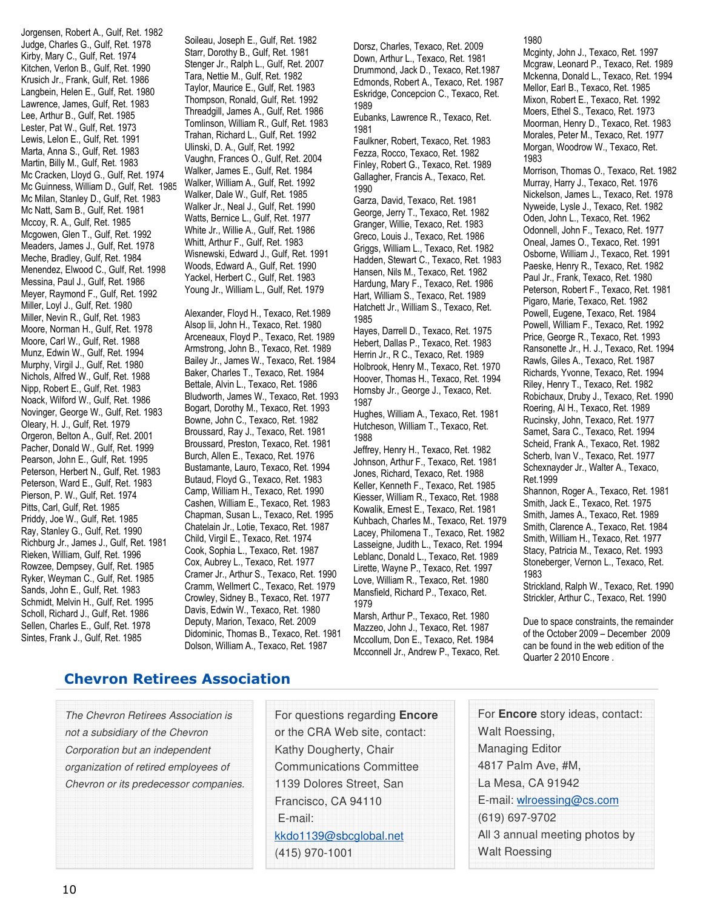Jorgensen, Robert A., Gulf, Ret. 1982
Judge, Charles G., Gulf, Ret. 1978
Kirby, Mary C., Gulf, Ret. 1974
Kitchen, Verlon B., Gulf, Ret. 1990
Krusich Jr., Frank, Gulf, Ret. 1986
Langbein, Helen E., Gulf, Ret. 1980
Lawrence, James, Gulf, Ret. 1983
Lee, Arthur B., Gulf, Ret. 1985
Lester, Pat W., Gulf, Ret. 1973
Lewis, Lelon E., Gulf, Ret. 1991
Marta, Anna S., Gulf, Ret. 1983
Martin, Billy M., Gulf, Ret. 1983
Mc Cracken, Lloyd G., Gulf, Ret. 1974
Mc Guinness, William D., Gulf, Ret. 1985
Mc Milan, Stanley D., Gulf, Ret. 1983
Mc Natt, Sam B., Gulf, Ret. 1981
Mccoy, R. A., Gulf, Ret. 1985
Mcgowen, Glen T., Gulf, Ret. 1992
Meaders, James J., Gulf, Ret. 1978
Meche, Bradley, Gulf, Ret. 1984
Menendez, Elwood C., Gulf, Ret. 1998
Messina, Paul J., Gulf, Ret. 1986
Meyer, Raymond F., Gulf, Ret. 1992
Miller, Loyl J., Gulf, Ret. 1980
Miller, Nevin R., Gulf, Ret. 1983
Moore, Norman H., Gulf, Ret. 1978
Moore, Carl W., Gulf, Ret. 1988
Munz, Edwin W., Gulf, Ret. 1994
Murphy, Virgil J., Gulf, Ret. 1980
Nichols, Alfred W., Gulf, Ret. 1988
Nipp, Robert E., Gulf, Ret. 1983
Noack, Wilford W., Gulf, Ret. 1986
Novinger, George W., Gulf, Ret. 1983
Oleary, H. J., Gulf, Ret. 1979
Orgeron, Belton A., Gulf, Ret. 2001
Pacher, Donald W., Gulf, Ret. 1999
Pearson, John E., Gulf, Ret. 1995
Peterson, Herbert N., Gulf, Ret. 1983
Peterson, Ward E., Gulf, Ret. 1983
Pierson, P. W., Gulf, Ret. 1974
Pitts, Carl, Gulf, Ret. 1985
Priddy, Joe W., Gulf, Ret. 1985
Ray, Stanley G., Gulf, Ret. 1990
Richburg Jr., James J., Gulf, Ret. 1981
Rieken, William, Gulf, Ret. 1996
Rowzee, Dempsey, Gulf, Ret. 1985
Ryker, Weyman C., Gulf, Ret. 1985
Sands, John E., Gulf, Ret. 1983
Schmidt, Melvin H., Gulf, Ret. 1995
Scholl, Richard J., Gulf, Ret. 1986
Sellen, Charles E., Gulf, Ret. 1978
Sintes, Frank J., Gulf, Ret. 1985
Soileau, Joseph E., Gulf, Ret. 1982
Starr, Dorothy B., Gulf, Ret. 1981
Stenger Jr., Ralph L., Gulf, Ret. 2007
Tara, Nettie M., Gulf, Ret. 1982
Taylor, Maurice E., Gulf, Ret. 1983
Thompson, Ronald, Gulf, Ret. 1992
Threadgill, James A., Gulf, Ret. 1986
Tomlinson, William R., Gulf, Ret. 1983
Trahan, Richard L., Gulf, Ret. 1992
Ulinski, D. A., Gulf, Ret. 1992
Vaughn, Frances O., Gulf, Ret. 2004
Walker, James E., Gulf, Ret. 1984
Walker, William A., Gulf, Ret. 1992
Walker, Dale W., Gulf, Ret. 1985
Walker Jr., Neal J., Gulf, Ret. 1990
Watts, Bernice L., Gulf, Ret. 1977
White Jr., Willie A., Gulf, Ret. 1986
Whitt, Arthur F., Gulf, Ret. 1983
Wisnewski, Edward J., Gulf, Ret. 1991
Woods, Edward A., Gulf, Ret. 1990
Yackel, Herbert C., Gulf, Ret. 1983
Young Jr., William L., Gulf, Ret. 1979

Alexander, Floyd H., Texaco, Ret.1989
Alsop Iii, John H., Texaco, Ret. 1980
Arceneaux, Floyd P., Texaco, Ret. 1989
Armstrong, John B., Texaco, Ret. 1989
Bailey Jr., James W., Texaco, Ret. 1984
Baker, Charles T., Texaco, Ret. 1984
Bettale, Alvin L., Texaco, Ret. 1986
Bludworth, James W., Texaco, Ret. 1993
Bogart, Dorothy M., Texaco, Ret. 1993
Bowne, John C., Texaco, Ret. 1982
Broussard, Ray J., Texaco, Ret. 1981
Broussard, Preston, Texaco, Ret. 1981
Burch, Allen E., Texaco, Ret. 1976
Bustamante, Lauro, Texaco, Ret. 1994
Butaud, Floyd G., Texaco, Ret. 1983
Camp, William H., Texaco, Ret. 1990
Cashen, William E., Texaco, Ret. 1983
Chapman, Susan L., Texaco, Ret. 1995
Chatelain Jr., Lotie, Texaco, Ret. 1987
Child, Virgil E., Texaco, Ret. 1974
Cook, Sophia L., Texaco, Ret. 1987
Cox, Aubrey L., Texaco, Ret. 1977
Cramer Jr., Arthur S., Texaco, Ret. 1990
Cramm, Wellmert C., Texaco, Ret. 1979
Crowley, Sidney B., Texaco, Ret. 1977
Davis, Edwin W., Texaco, Ret. 1980
Deputy, Marion, Texaco, Ret. 2009
Didominic, Thomas B., Texaco, Ret. 1981
Dolson, William A., Texaco, Ret. 1987
Dorsz, Charles, Texaco, Ret. 2009
Down, Arthur L., Texaco, Ret. 1981
Drummond, Jack D., Texaco, Ret.1987
Edmonds, Robert A., Texaco, Ret. 1987
Eskridge, Concepcion C., Texaco, Ret. 1989
Eubanks, Lawrence R., Texaco, Ret. 1981
Faulkner, Robert, Texaco, Ret. 1983
Fezza, Rocco, Texaco, Ret. 1982
Finley, Robert G., Texaco, Ret. 1989
Gallagher, Francis A., Texaco, Ret. 1990
Garza, David, Texaco, Ret. 1981
George, Jerry T., Texaco, Ret. 1982
Granger, Willie, Texaco, Ret. 1983
Greco, Louis J., Texaco, Ret. 1986
Griggs, William L., Texaco, Ret. 1982
Hadden, Stewart C., Texaco, Ret. 1983
Hansen, Nils M., Texaco, Ret. 1982
Hardung, Mary F., Texaco, Ret. 1986
Hart, William S., Texaco, Ret. 1989
Hatchett Jr., William S., Texaco, Ret. 1985
Hayes, Darrell D., Texaco, Ret. 1975
Hebert, Dallas P., Texaco, Ret. 1983
Herrin Jr., R C., Texaco, Ret. 1989
Holbrook, Henry M., Texaco, Ret. 1970
Hoover, Thomas H., Texaco, Ret. 1994
Hornsby Jr., George J., Texaco, Ret. 1987
Hughes, William A., Texaco, Ret. 1981
Hutcheson, William T., Texaco, Ret. 1988
Jeffrey, Henry H., Texaco, Ret. 1982
Johnson, Arthur F., Texaco, Ret. 1981
Jones, Richard, Texaco, Ret. 1988
Keller, Kenneth F., Texaco, Ret. 1985
Kiesser, William R., Texaco, Ret. 1988
Kowalik, Ernest E., Texaco, Ret. 1981
Kuhbach, Charles M., Texaco, Ret. 1979
Lacey, Philomena T., Texaco, Ret. 1982
Lasseigne, Judith L., Texaco, Ret. 1994
Leblanc, Donald L., Texaco, Ret. 1989
Lirette, Wayne P., Texaco, Ret. 1997
Love, William R., Texaco, Ret. 1980
Mansfield, Richard P., Texaco, Ret. 1979
Marsh, Arthur P., Texaco, Ret. 1980
Mazzeo, John J., Texaco, Ret. 1987
Mccollum, Don E., Texaco, Ret. 1984
Mcconnell Jr., Andrew P., Texaco, Ret. 1980
Mcginty, John J., Texaco, Ret. 1997
Mcgraw, Leonard P., Texaco, Ret. 1989
Mckenna, Donald L., Texaco, Ret. 1994
Mellor, Earl B., Texaco, Ret. 1985
Mixon, Robert E., Texaco, Ret. 1992
Moers, Ethel S., Texaco, Ret. 1973
Moorman, Henry D., Texaco, Ret. 1983
Morales, Peter M., Texaco, Ret. 1977
Morgan, Woodrow W., Texaco, Ret. 1983
Morrison, Thomas O., Texaco, Ret. 1982
Murray, Harry J., Texaco, Ret. 1976
Nickelson, James L., Texaco, Ret. 1978
Nyweide, Lysle J., Texaco, Ret. 1982
Oden, John L., Texaco, Ret. 1962
Odonnell, John F., Texaco, Ret. 1977
Oneal, James O., Texaco, Ret. 1991
Osborne, William J., Texaco, Ret. 1991
Paeske, Henry R., Texaco, Ret. 1982
Paul Jr., Frank, Texaco, Ret. 1980
Peterson, Robert F., Texaco, Ret. 1981
Pigaro, Marie, Texaco, Ret. 1982
Powell, Eugene, Texaco, Ret. 1984
Powell, William F., Texaco, Ret. 1992
Price, George R., Texaco, Ret. 1993
Ransonette Jr., H. J., Texaco, Ret. 1994
Rawls, Giles A., Texaco, Ret. 1987
Richards, Yvonne, Texaco, Ret. 1994
Riley, Henry T., Texaco, Ret. 1982
Robichaux, Druby J., Texaco, Ret. 1990
Roering, Al H., Texaco, Ret. 1989
Rucinsky, John, Texaco, Ret. 1977
Samet, Sara C., Texaco, Ret. 1994
Scheid, Frank A., Texaco, Ret. 1982
Scherb, Ivan V., Texaco, Ret. 1977
Schexnayder Jr., Walter A., Texaco, Ret.1999
Shannon, Roger A., Texaco, Ret. 1981
Smith, Jack E., Texaco, Ret. 1975
Smith, James A., Texaco, Ret. 1989
Smith, Clarence A., Texaco, Ret. 1984
Smith, William H., Texaco, Ret. 1977
Stacy, Patricia M., Texaco, Ret. 1993
Stoneberger, Vernon L., Texaco, Ret. 1983
Strickland, Ralph W., Texaco, Ret. 1990
Strickler, Arthur C., Texaco, Ret. 1990

Due to space constraints, the remainder of the October 2009 – December 2009 can be found in the web edition of the Quarter 2 2010 Encore .

## Chevron Retirees Association

*The Chevron Retirees Association is not a subsidiary of the Chevron Corporation but an independent organization of retired employees of Chevron or its predecessor companies.*

For questions regarding **Encore** or the CRA Web site, contact:
Kathy Dougherty, Chair
Communications Committee
1139 Dolores Street, San Francisco, CA 94110
E-mail: kkdo1139@sbcglobal.net
(415) 970-1001

For **Encore** story ideas, contact:
Walt Roessing,
Managing Editor
4817 Palm Ave, #M,
La Mesa, CA 91942
E-mail: wlroessing@cs.com
(619) 697-9702
All 3 annual meeting photos by Walt Roessing